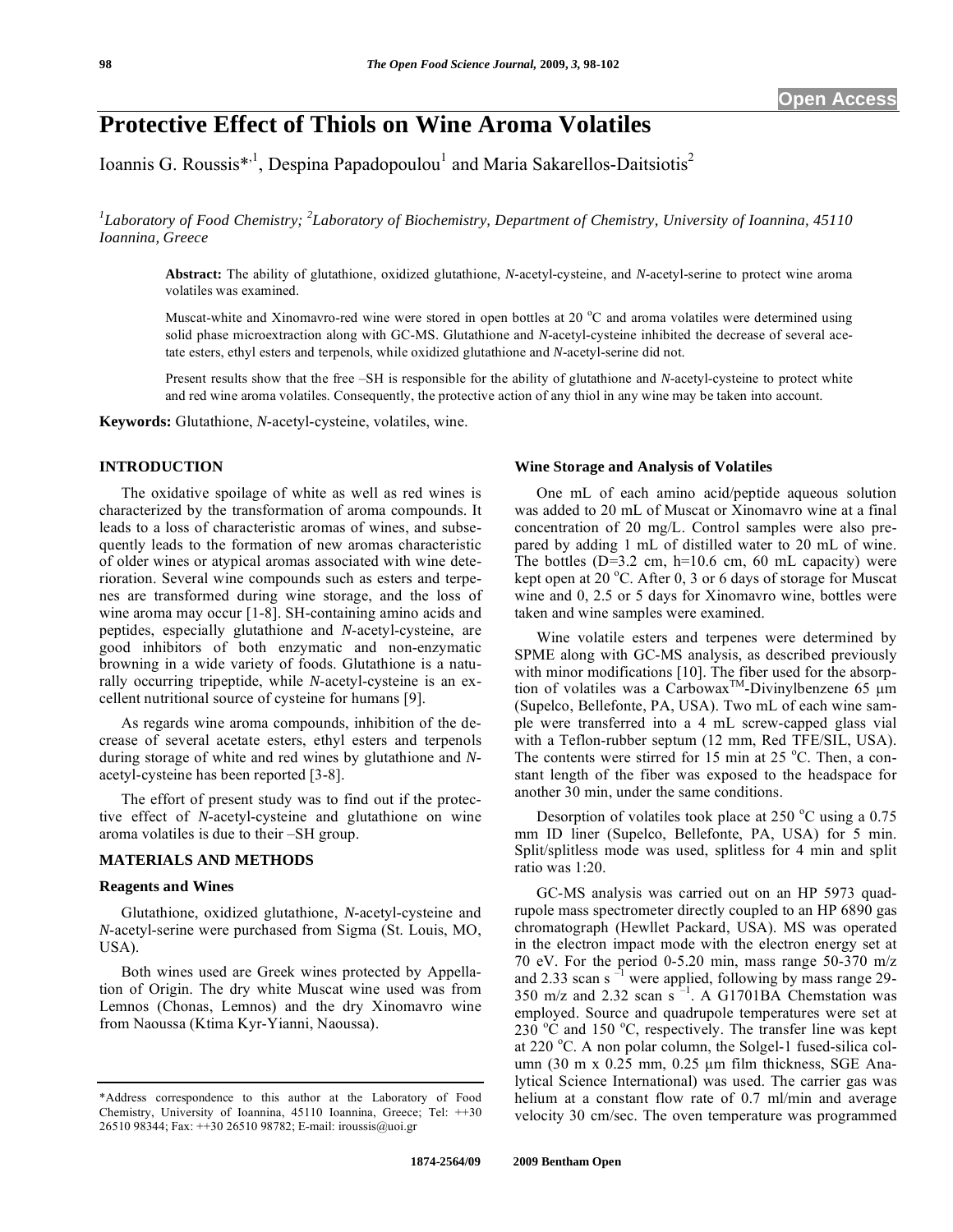Open Access

# Protective Effect of Thiols on Wine Aroma Volatiles

Ioannis G. Roussis*[,1], Despina Papadopoulou[1] and Maria Sakarellos-Daitsiotis[2]

[1]*Laboratory of Food Chemistry;* [2]*Laboratory of Biochemistry, Department of Chemistry, University of Ioannina, 45110 Ioannina, Greece*

**Abstract:** The ability of glutathione, oxidized glutathione, *N*-acetyl-cysteine, and *N*-acetyl-serine to protect wine aroma volatiles was examined.

Muscat-white and Xinomavro-red wine were stored in open bottles at 20 °C and aroma volatiles were determined using solid phase microextraction along with GC-MS. Glutathione and *N*-acetyl-cysteine inhibited the decrease of several acetate esters, ethyl esters and terpenols, while oxidized glutathione and *N*-acetyl-serine did not.

Present results show that the free –SH is responsible for the ability of glutathione and *N*-acetyl-cysteine to protect white and red wine aroma volatiles. Consequently, the protective action of any thiol in any wine may be taken into account.

**Keywords:** Glutathione, *N*-acetyl-cysteine, volatiles, wine.

## INTRODUCTION

The oxidative spoilage of white as well as red wines is characterized by the transformation of aroma compounds. It leads to a loss of characteristic aromas of wines, and subsequently leads to the formation of new aromas characteristic of older wines or atypical aromas associated with wine deterioration. Several wine compounds such as esters and terpenes are transformed during wine storage, and the loss of wine aroma may occur [1-8]. SH-containing amino acids and peptides, especially glutathione and *N*-acetyl-cysteine, are good inhibitors of both enzymatic and non-enzymatic browning in a wide variety of foods. Glutathione is a naturally occurring tripeptide, while *N*-acetyl-cysteine is an excellent nutritional source of cysteine for humans [9].

As regards wine aroma compounds, inhibition of the decrease of several acetate esters, ethyl esters and terpenols during storage of white and red wines by glutathione and *N*-acetyl-cysteine has been reported [3-8].

The effort of present study was to find out if the protective effect of *N*-acetyl-cysteine and glutathione on wine aroma volatiles is due to their –SH group.

## MATERIALS AND METHODS

### Reagents and Wines

Glutathione, oxidized glutathione, *N*-acetyl-cysteine and *N*-acetyl-serine were purchased from Sigma (St. Louis, MO, USA).

Both wines used are Greek wines protected by Appellation of Origin. The dry white Muscat wine used was from Lemnos (Chonas, Lemnos) and the dry Xinomavro wine from Naoussa (Ktima Kyr-Yianni, Naoussa).

### Wine Storage and Analysis of Volatiles

One mL of each amino acid/peptide aqueous solution was added to 20 mL of Muscat or Xinomavro wine at a final concentration of 20 mg/L. Control samples were also prepared by adding 1 mL of distilled water to 20 mL of wine. The bottles (D=3.2 cm, h=10.6 cm, 60 mL capacity) were kept open at 20 °C. After 0, 3 or 6 days of storage for Muscat wine and 0, 2.5 or 5 days for Xinomavro wine, bottles were taken and wine samples were examined.

Wine volatile esters and terpenes were determined by SPME along with GC-MS analysis, as described previously with minor modifications [10]. The fiber used for the absorption of volatiles was a Carbowax[TM]-Divinylbenzene 65 µm (Supelco, Bellefonte, PA, USA). Two mL of each wine sample were transferred into a 4 mL screw-capped glass vial with a Teflon-rubber septum (12 mm, Red TFE/SIL, USA). The contents were stirred for 15 min at 25 °C. Then, a constant length of the fiber was exposed to the headspace for another 30 min, under the same conditions.

Desorption of volatiles took place at 250 °C using a 0.75 mm ID liner (Supelco, Bellefonte, PA, USA) for 5 min. Split/splitless mode was used, splitless for 4 min and split ratio was 1:20.

GC-MS analysis was carried out on an HP 5973 quadrupole mass spectrometer directly coupled to an HP 6890 gas chromatograph (Hewllet Packard, USA). MS was operated in the electron impact mode with the electron energy set at 70 eV. For the period 0-5.20 min, mass range 50-370 m/z and 2.33 scan $s^{-1}$ were applied, following by mass range 29-350 m/z and 2.32 scan $s^{-1}$. A G1701BA Chemstation was employed. Source and quadrupole temperatures were set at 230 °C and 150 °C, respectively. The transfer line was kept at 220 °C. A non polar column, the Solgel-1 fused-silica column (30 m x 0.25 mm, 0.25 µm film thickness, SGE Analytical Science International) was used. The carrier gas was helium at a constant flow rate of 0.7 ml/min and average velocity 30 cm/sec. The oven temperature was programmed

*Address correspondence to this author at the Laboratory of Food Chemistry, University of Ioannina, 45110 Ioannina, Greece; Tel: ++30 26510 98344; Fax: ++30 26510 98782; E-mail: iroussis@uoi.gr

1874-2564/09 2009 Bentham Open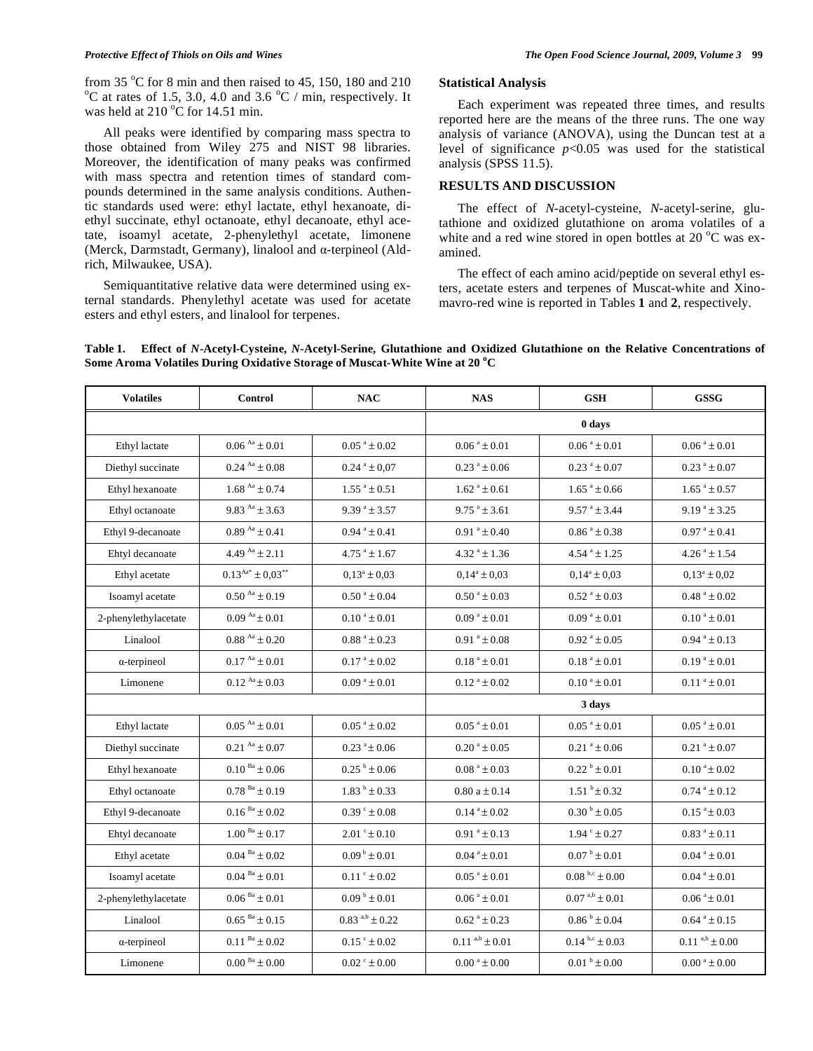from 35 °C for 8 min and then raised to 45, 150, 180 and 210 °C at rates of 1.5, 3.0, 4.0 and 3.6 °C / min, respectively. It was held at 210 °C for 14.51 min.

All peaks were identified by comparing mass spectra to those obtained from Wiley 275 and NIST 98 libraries. Moreover, the identification of many peaks was confirmed with mass spectra and retention times of standard compounds determined in the same analysis conditions. Authentic standards used were: ethyl lactate, ethyl hexanoate, diethyl succinate, ethyl octanoate, ethyl decanoate, ethyl acetate, isoamyl acetate, 2-phenylethyl acetate, limonene (Merck, Darmstadt, Germany), linalool and α-terpineol (Aldrich, Milwaukee, USA).

Semiquantitative relative data were determined using external standards. Phenylethyl acetate was used for acetate esters and ethyl esters, and linalool for terpenes.

## Statistical Analysis

Each experiment was repeated three times, and results reported here are the means of the three runs. The one way analysis of variance (ANOVA), using the Duncan test at a level of significance $p<0.05$ was used for the statistical analysis (SPSS 11.5).

## RESULTS AND DISCUSSION

The effect of *N*-acetyl-cysteine, *N*-acetyl-serine, glutathione and oxidized glutathione on aroma volatiles of a white and a red wine stored in open bottles at 20 °C was examined.

The effect of each amino acid/peptide on several ethyl esters, acetate esters and terpenes of Muscat-white and Xinomavro-red wine is reported in Tables **1** and **2**, respectively.

**Table 1. Effect of *N*-Acetyl-Cysteine, *N*-Acetyl-Serine, Glutathione and Oxidized Glutathione on the Relative Concentrations of Some Aroma Volatiles During Oxidative Storage of Muscat-White Wine at 20 °C**

| Volatiles | Control | NAC | NAS | GSH | GSSG |
|---|---|---|---|---|---|
| | | | **0 days** | | |
| Ethyl lactate | $0.06^{Aa} \pm 0.01$ | $0.05^{a} \pm 0.02$ | $0.06^{a} \pm 0.01$ | $0.06^{a} \pm 0.01$ | $0.06^{a} \pm 0.01$ |
| Diethyl succinate | $0.24^{Aa} \pm 0.08$ | $0.24^{a} \pm 0{,}07$ | $0.23^{a} \pm 0.06$ | $0.23^{a} \pm 0.07$ | $0.23^{a} \pm 0.07$ |
| Ethyl hexanoate | $1.68^{Aa} \pm 0.74$ | $1.55^{a} \pm 0.51$ | $1.62^{a} \pm 0.61$ | $1.65^{a} \pm 0.66$ | $1.65^{a} \pm 0.57$ |
| Ethyl octanoate | $9.83^{Aa} \pm 3.63$ | $9.39^{a} \pm 3.57$ | $9.75^{a} \pm 3.61$ | $9.57^{a} \pm 3.44$ | $9.19^{a} \pm 3.25$ |
| Ethyl 9-decanoate | $0.89^{Aa} \pm 0.41$ | $0.94^{a} \pm 0.41$ | $0.91^{a} \pm 0.40$ | $0.86^{a} \pm 0.38$ | $0.97^{a} \pm 0.41$ |
| Ehtyl decanoate | $4.49^{Aa} \pm 2.11$ | $4.75^{a} \pm 1.67$ | $4.32^{a} \pm 1.36$ | $4.54^{a} \pm 1.25$ | $4.26^{a} \pm 1.54$ |
| Ethyl acetate | $0.13^{Aa*} \pm 0{,}03^{**}$ | $0{,}13^{a} \pm 0{,}03$ | $0{,}14^{a} \pm 0{,}03$ | $0{,}14^{a} \pm 0{,}03$ | $0{,}13^{a} \pm 0{,}02$ |
| Isoamyl acetate | $0.50^{Aa} \pm 0.19$ | $0.50^{a} \pm 0.04$ | $0.50^{a} \pm 0.03$ | $0.52^{a} \pm 0.03$ | $0.48^{a} \pm 0.02$ |
| 2-phenylethylacetate | $0.09^{Aa} \pm 0.01$ | $0.10^{a} \pm 0.01$ | $0.09^{a} \pm 0.01$ | $0.09^{a} \pm 0.01$ | $0.10^{a} \pm 0.01$ |
| Linalool | $0.88^{Aa} \pm 0.20$ | $0.88^{a} \pm 0.23$ | $0.91^{a} \pm 0.08$ | $0.92^{a} \pm 0.05$ | $0.94^{a} \pm 0.13$ |
| α-terpineol | $0.17^{Aa} \pm 0.01$ | $0.17^{a} \pm 0.02$ | $0.18^{a} \pm 0.01$ | $0.18^{a} \pm 0.01$ | $0.19^{a} \pm 0.01$ |
| Limonene | $0.12^{Aa} \pm 0.03$ | $0.09^{a} \pm 0.01$ | $0.12^{a} \pm 0.02$ | $0.10^{a} \pm 0.01$ | $0.11^{a} \pm 0.01$ |
| | | | **3 days** | | |
| Ethyl lactate | $0.05^{Aa} \pm 0.01$ | $0.05^{a} \pm 0.02$ | $0.05^{a} \pm 0.01$ | $0.05^{a} \pm 0.01$ | $0.05^{a} \pm 0.01$ |
| Diethyl succinate | $0.21^{Aa} \pm 0.07$ | $0.23^{a} \pm 0.06$ | $0.20^{a} \pm 0.05$ | $0.21^{a} \pm 0.06$ | $0.21^{a} \pm 0.07$ |
| Ethyl hexanoate | $0.10^{Ba} \pm 0.06$ | $0.25^{b} \pm 0.06$ | $0.08^{a} \pm 0.03$ | $0.22^{b} \pm 0.01$ | $0.10^{a} \pm 0.02$ |
| Ethyl octanoate | $0.78^{Ba} \pm 0.19$ | $1.83^{b} \pm 0.33$ | $0.80$ a $\pm 0.14$ | $1.51^{b} \pm 0.32$ | $0.74^{a} \pm 0.12$ |
| Ethyl 9-decanoate | $0.16^{Ba} \pm 0.02$ | $0.39^{c} \pm 0.08$ | $0.14^{a} \pm 0.02$ | $0.30^{b} \pm 0.05$ | $0.15^{a} \pm 0.03$ |
| Ehtyl decanoate | $1.00^{Ba} \pm 0.17$ | $2.01^{c} \pm 0.10$ | $0.91^{a} \pm 0.13$ | $1.94^{c} \pm 0.27$ | $0.83^{a} \pm 0.11$ |
| Ethyl acetate | $0.04^{Ba} \pm 0.02$ | $0.09^{b} \pm 0.01$ | $0.04^{a} \pm 0.01$ | $0.07^{b} \pm 0.01$ | $0.04^{a} \pm 0.01$ |
| Isoamyl acetate | $0.04^{Ba} \pm 0.01$ | $0.11^{c} \pm 0.02$ | $0.05^{a} \pm 0.01$ | $0.08^{b,c} \pm 0.00$ | $0.04^{a} \pm 0.01$ |
| 2-phenylethylacetate | $0.06^{Ba} \pm 0.01$ | $0.09^{b} \pm 0.01$ | $0.06^{a} \pm 0.01$ | $0.07^{a,b} \pm 0.01$ | $0.06^{a} \pm 0.01$ |
| Linalool | $0.65^{Ba} \pm 0.15$ | $0.83^{a,b} \pm 0.22$ | $0.62^{a} \pm 0.23$ | $0.86^{b} \pm 0.04$ | $0.64^{a} \pm 0.15$ |
| α-terpineol | $0.11^{Ba} \pm 0.02$ | $0.15^{c} \pm 0.02$ | $0.11^{a,b} \pm 0.01$ | $0.14^{b,c} \pm 0.03$ | $0.11^{a,b} \pm 0.00$ |
| Limonene | $0.00^{Ba} \pm 0.00$ | $0.02^{c} \pm 0.00$ | $0.00^{a} \pm 0.00$ | $0.01^{b} \pm 0.00$ | $0.00^{a} \pm 0.00$ |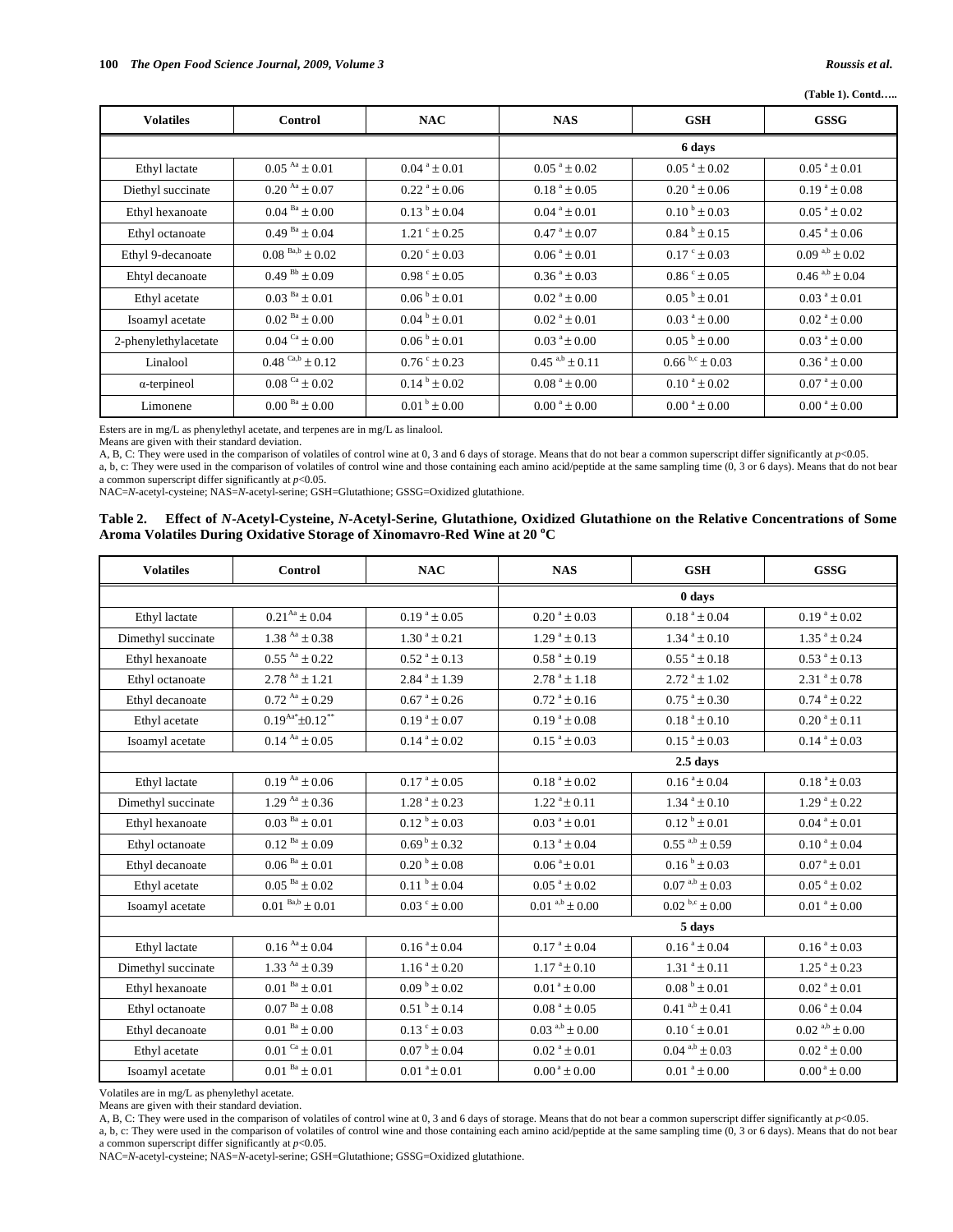**(Table 1). Contd…..**

| Volatiles | Control | NAC | NAS | GSH | GSSG |
|---|---|---|---|---|---|
| | | | **6 days** | | |
| Ethyl lactate | $0.05^{Aa} \pm 0.01$ | $0.04^{a} \pm 0.01$ | $0.05^{a} \pm 0.02$ | $0.05^{a} \pm 0.02$ | $0.05^{a} \pm 0.01$ |
| Diethyl succinate | $0.20^{Aa} \pm 0.07$ | $0.22^{a} \pm 0.06$ | $0.18^{a} \pm 0.05$ | $0.20^{a} \pm 0.06$ | $0.19^{a} \pm 0.08$ |
| Ethyl hexanoate | $0.04^{Ba} \pm 0.00$ | $0.13^{b} \pm 0.04$ | $0.04^{a} \pm 0.01$ | $0.10^{b} \pm 0.03$ | $0.05^{a} \pm 0.02$ |
| Ethyl octanoate | $0.49^{Ba} \pm 0.04$ | $1.21^{c} \pm 0.25$ | $0.47^{a} \pm 0.07$ | $0.84^{b} \pm 0.15$ | $0.45^{a} \pm 0.06$ |
| Ethyl 9-decanoate | $0.08^{Ba,b} \pm 0.02$ | $0.20^{c} \pm 0.03$ | $0.06^{a} \pm 0.01$ | $0.17^{c} \pm 0.03$ | $0.09^{a,b} \pm 0.02$ |
| Ehtyl decanoate | $0.49^{Bb} \pm 0.09$ | $0.98^{c} \pm 0.05$ | $0.36^{a} \pm 0.03$ | $0.86^{c} \pm 0.05$ | $0.46^{a,b} \pm 0.04$ |
| Ethyl acetate | $0.03^{Ba} \pm 0.01$ | $0.06^{b} \pm 0.01$ | $0.02^{a} \pm 0.00$ | $0.05^{b} \pm 0.01$ | $0.03^{a} \pm 0.01$ |
| Isoamyl acetate | $0.02^{Ba} \pm 0.00$ | $0.04^{b} \pm 0.01$ | $0.02^{a} \pm 0.01$ | $0.03^{a} \pm 0.00$ | $0.02^{a} \pm 0.00$ |
| 2-phenylethylacetate | $0.04^{Ca} \pm 0.00$ | $0.06^{b} \pm 0.01$ | $0.03^{a} \pm 0.00$ | $0.05^{b} \pm 0.00$ | $0.03^{a} \pm 0.00$ |
| Linalool | $0.48^{Ca,b} \pm 0.12$ | $0.76^{c} \pm 0.23$ | $0.45^{a,b} \pm 0.11$ | $0.66^{b,c} \pm 0.03$ | $0.36^{a} \pm 0.00$ |
| α-terpineol | $0.08^{Ca} \pm 0.02$ | $0.14^{b} \pm 0.02$ | $0.08^{a} \pm 0.00$ | $0.10^{a} \pm 0.02$ | $0.07^{a} \pm 0.00$ |
| Limonene | $0.00^{Ba} \pm 0.00$ | $0.01^{b} \pm 0.00$ | $0.00^{a} \pm 0.00$ | $0.00^{a} \pm 0.00$ | $0.00^{a} \pm 0.00$ |

Esters are in mg/L as phenylethyl acetate, and terpenes are in mg/L as linalool.
Means are given with their standard deviation.
A, B, C: They were used in the comparison of volatiles of control wine at 0, 3 and 6 days of storage. Means that do not bear a common superscript differ significantly at $p<0.05$.
a, b, c: They were used in the comparison of volatiles of control wine and those containing each amino acid/peptide at the same sampling time (0, 3 or 6 days). Means that do not bear a common superscript differ significantly at $p<0.05$.
NAC=*N*-acetyl-cysteine; NAS=*N*-acetyl-serine; GSH=Glutathione; GSSG=Oxidized glutathione.

**Table 2. Effect of *N*-Acetyl-Cysteine, *N*-Acetyl-Serine, Glutathione, Oxidized Glutathione on the Relative Concentrations of Some Aroma Volatiles During Oxidative Storage of Xinomavro-Red Wine at 20 °C**

| Volatiles | Control | NAC | NAS | GSH | GSSG |
|---|---|---|---|---|---|
| | | | **0 days** | | |
| Ethyl lactate | $0.21^{Aa} \pm 0.04$ | $0.19^{a} \pm 0.05$ | $0.20^{a} \pm 0.03$ | $0.18^{a} \pm 0.04$ | $0.19^{a} \pm 0.02$ |
| Dimethyl succinate | $1.38^{Aa} \pm 0.38$ | $1.30^{a} \pm 0.21$ | $1.29^{a} \pm 0.13$ | $1.34^{a} \pm 0.10$ | $1.35^{a} \pm 0.24$ |
| Ethyl hexanoate | $0.55^{Aa} \pm 0.22$ | $0.52^{a} \pm 0.13$ | $0.58^{a} \pm 0.19$ | $0.55^{a} \pm 0.18$ | $0.53^{a} \pm 0.13$ |
| Ethyl octanoate | $2.78^{Aa} \pm 1.21$ | $2.84^{a} \pm 1.39$ | $2.78^{a} \pm 1.18$ | $2.72^{a} \pm 1.02$ | $2.31^{a} \pm 0.78$ |
| Ethyl decanoate | $0.72^{Aa} \pm 0.29$ | $0.67^{a} \pm 0.26$ | $0.72^{a} \pm 0.16$ | $0.75^{a} \pm 0.30$ | $0.74^{a} \pm 0.22$ |
| Ethyl acetate | $0.19^{Aa*} \pm 0.12^{**}$ | $0.19^{a} \pm 0.07$ | $0.19^{a} \pm 0.08$ | $0.18^{a} \pm 0.10$ | $0.20^{a} \pm 0.11$ |
| Isoamyl acetate | $0.14^{Aa} \pm 0.05$ | $0.14^{a} \pm 0.02$ | $0.15^{a} \pm 0.03$ | $0.15^{a} \pm 0.03$ | $0.14^{a} \pm 0.03$ |
| | | | **2.5 days** | | |
| Ethyl lactate | $0.19^{Aa} \pm 0.06$ | $0.17^{a} \pm 0.05$ | $0.18^{a} \pm 0.02$ | $0.16^{a} \pm 0.04$ | $0.18^{a} \pm 0.03$ |
| Dimethyl succinate | $1.29^{Aa} \pm 0.36$ | $1.28^{a} \pm 0.23$ | $1.22^{a} \pm 0.11$ | $1.34^{a} \pm 0.10$ | $1.29^{a} \pm 0.22$ |
| Ethyl hexanoate | $0.03^{Ba} \pm 0.01$ | $0.12^{b} \pm 0.03$ | $0.03^{a} \pm 0.01$ | $0.12^{b} \pm 0.01$ | $0.04^{a} \pm 0.01$ |
| Ethyl octanoate | $0.12^{Ba} \pm 0.09$ | $0.69^{b} \pm 0.32$ | $0.13^{a} \pm 0.04$ | $0.55^{a,b} \pm 0.59$ | $0.10^{a} \pm 0.04$ |
| Ethyl decanoate | $0.06^{Ba} \pm 0.01$ | $0.20^{b} \pm 0.08$ | $0.06^{a} \pm 0.01$ | $0.16^{b} \pm 0.03$ | $0.07^{a} \pm 0.01$ |
| Ethyl acetate | $0.05^{Ba} \pm 0.02$ | $0.11^{b} \pm 0.04$ | $0.05^{a} \pm 0.02$ | $0.07^{a,b} \pm 0.03$ | $0.05^{a} \pm 0.02$ |
| Isoamyl acetate | $0.01^{Ba,b} \pm 0.01$ | $0.03^{c} \pm 0.00$ | $0.01^{a,b} \pm 0.00$ | $0.02^{b,c} \pm 0.00$ | $0.01^{a} \pm 0.00$ |
| | | | **5 days** | | |
| Ethyl lactate | $0.16^{Aa} \pm 0.04$ | $0.16^{a} \pm 0.04$ | $0.17^{a} \pm 0.04$ | $0.16^{a} \pm 0.04$ | $0.16^{a} \pm 0.03$ |
| Dimethyl succinate | $1.33^{Aa} \pm 0.39$ | $1.16^{a} \pm 0.20$ | $1.17^{a} \pm 0.10$ | $1.31^{a} \pm 0.11$ | $1.25^{a} \pm 0.23$ |
| Ethyl hexanoate | $0.01^{Ba} \pm 0.01$ | $0.09^{b} \pm 0.02$ | $0.01^{a} \pm 0.00$ | $0.08^{b} \pm 0.01$ | $0.02^{a} \pm 0.01$ |
| Ethyl octanoate | $0.07^{Ba} \pm 0.08$ | $0.51^{b} \pm 0.14$ | $0.08^{a} \pm 0.05$ | $0.41^{a,b} \pm 0.41$ | $0.06^{a} \pm 0.04$ |
| Ethyl decanoate | $0.01^{Ba} \pm 0.00$ | $0.13^{c} \pm 0.03$ | $0.03^{a,b} \pm 0.00$ | $0.10^{c} \pm 0.01$ | $0.02^{a,b} \pm 0.00$ |
| Ethyl acetate | $0.01^{Ca} \pm 0.01$ | $0.07^{b} \pm 0.04$ | $0.02^{a} \pm 0.01$ | $0.04^{a,b} \pm 0.03$ | $0.02^{a} \pm 0.00$ |
| Isoamyl acetate | $0.01^{Ba} \pm 0.01$ | $0.01^{a} \pm 0.01$ | $0.00^{a} \pm 0.00$ | $0.01^{a} \pm 0.00$ | $0.00^{a} \pm 0.00$ |

Volatiles are in mg/L as phenylethyl acetate.
Means are given with their standard deviation.
A, B, C: They were used in the comparison of volatiles of control wine at 0, 3 and 6 days of storage. Means that do not bear a common superscript differ significantly at $p<0.05$.
a, b, c: They were used in the comparison of volatiles of control wine and those containing each amino acid/peptide at the same sampling time (0, 3 or 6 days). Means that do not bear a common superscript differ significantly at $p<0.05$.
NAC=*N*-acetyl-cysteine; NAS=*N*-acetyl-serine; GSH=Glutathione; GSSG=Oxidized glutathione.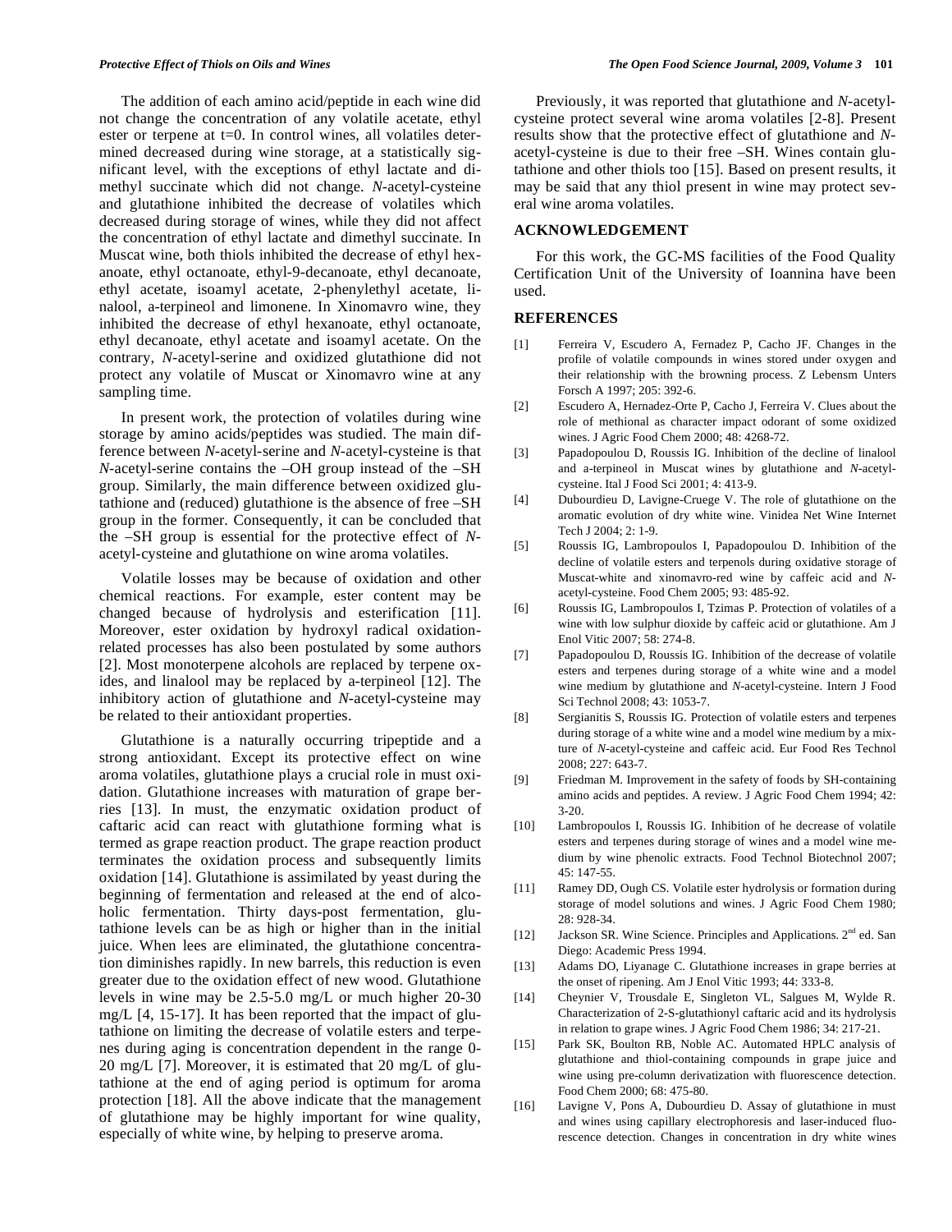The addition of each amino acid/peptide in each wine did not change the concentration of any volatile acetate, ethyl ester or terpene at t=0. In control wines, all volatiles determined decreased during wine storage, at a statistically significant level, with the exceptions of ethyl lactate and dimethyl succinate which did not change. *N*-acetyl-cysteine and glutathione inhibited the decrease of volatiles which decreased during storage of wines, while they did not affect the concentration of ethyl lactate and dimethyl succinate. In Muscat wine, both thiols inhibited the decrease of ethyl hexanoate, ethyl octanoate, ethyl-9-decanoate, ethyl decanoate, ethyl acetate, isoamyl acetate, 2-phenylethyl acetate, linalool, a-terpineol and limonene. In Xinomavro wine, they inhibited the decrease of ethyl hexanoate, ethyl octanoate, ethyl decanoate, ethyl acetate and isoamyl acetate. On the contrary, *N*-acetyl-serine and oxidized glutathione did not protect any volatile of Muscat or Xinomavro wine at any sampling time.

In present work, the protection of volatiles during wine storage by amino acids/peptides was studied. The main difference between *N*-acetyl-serine and *N*-acetyl-cysteine is that *N*-acetyl-serine contains the –OH group instead of the –SH group. Similarly, the main difference between oxidized glutathione and (reduced) glutathione is the absence of free –SH group in the former. Consequently, it can be concluded that the –SH group is essential for the protective effect of *N*-acetyl-cysteine and glutathione on wine aroma volatiles.

Volatile losses may be because of oxidation and other chemical reactions. For example, ester content may be changed because of hydrolysis and esterification [11]. Moreover, ester oxidation by hydroxyl radical oxidation-related processes has also been postulated by some authors [2]. Most monoterpene alcohols are replaced by terpene oxides, and linalool may be replaced by a-terpineol [12]. The inhibitory action of glutathione and *N*-acetyl-cysteine may be related to their antioxidant properties.

Glutathione is a naturally occurring tripeptide and a strong antioxidant. Except its protective effect on wine aroma volatiles, glutathione plays a crucial role in must oxidation. Glutathione increases with maturation of grape berries [13]. In must, the enzymatic oxidation product of caftaric acid can react with glutathione forming what is termed as grape reaction product. The grape reaction product terminates the oxidation process and subsequently limits oxidation [14]. Glutathione is assimilated by yeast during the beginning of fermentation and released at the end of alcoholic fermentation. Thirty days-post fermentation, glutathione levels can be as high or higher than in the initial juice. When lees are eliminated, the glutathione concentration diminishes rapidly. In new barrels, this reduction is even greater due to the oxidation effect of new wood. Glutathione levels in wine may be 2.5-5.0 mg/L or much higher 20-30 mg/L [4, 15-17]. It has been reported that the impact of glutathione on limiting the decrease of volatile esters and terpenes during aging is concentration dependent in the range 0-20 mg/L [7]. Moreover, it is estimated that 20 mg/L of glutathione at the end of aging period is optimum for aroma protection [18]. All the above indicate that the management of glutathione may be highly important for wine quality, especially of white wine, by helping to preserve aroma.

Previously, it was reported that glutathione and *N*-acetyl-cysteine protect several wine aroma volatiles [2-8]. Present results show that the protective effect of glutathione and *N*-acetyl-cysteine is due to their free –SH. Wines contain glutathione and other thiols too [15]. Based on present results, it may be said that any thiol present in wine may protect several wine aroma volatiles.

## ACKNOWLEDGEMENT

For this work, the GC-MS facilities of the Food Quality Certification Unit of the University of Ioannina have been used.

## REFERENCES

[1] Ferreira V, Escudero A, Fernadez P, Cacho JF. Changes in the profile of volatile compounds in wines stored under oxygen and their relationship with the browning process. Z Lebensm Unters Forsch A 1997; 205: 392-6.

[2] Escudero A, Hernadez-Orte P, Cacho J, Ferreira V. Clues about the role of methional as character impact odorant of some oxidized wines. J Agric Food Chem 2000; 48: 4268-72.

[3] Papadopoulou D, Roussis IG. Inhibition of the decline of linalool and a-terpineol in Muscat wines by glutathione and *N*-acetyl-cysteine. Ital J Food Sci 2001; 4: 413-9.

[4] Dubourdieu D, Lavigne-Cruege V. The role of glutathione on the aromatic evolution of dry white wine. Vinidea Net Wine Internet Tech J 2004; 2: 1-9.

[5] Roussis IG, Lambropoulos I, Papadopoulou D. Inhibition of the decline of volatile esters and terpenols during oxidative storage of Muscat-white and xinomavro-red wine by caffeic acid and *N*-acetyl-cysteine. Food Chem 2005; 93: 485-92.

[6] Roussis IG, Lambropoulos I, Tzimas P. Protection of volatiles of a wine with low sulphur dioxide by caffeic acid or glutathione. Am J Enol Vitic 2007; 58: 274-8.

[7] Papadopoulou D, Roussis IG. Inhibition of the decrease of volatile esters and terpenes during storage of a white wine and a model wine medium by glutathione and *N*-acetyl-cysteine. Intern J Food Sci Technol 2008; 43: 1053-7.

[8] Sergianitis S, Roussis IG. Protection of volatile esters and terpenes during storage of a white wine and a model wine medium by a mixture of *N*-acetyl-cysteine and caffeic acid. Eur Food Res Technol 2008; 227: 643-7.

[9] Friedman M. Improvement in the safety of foods by SH-containing amino acids and peptides. A review. J Agric Food Chem 1994; 42: 3-20.

[10] Lambropoulos I, Roussis IG. Inhibition of he decrease of volatile esters and terpenes during storage of wines and a model wine medium by wine phenolic extracts. Food Technol Biotechnol 2007; 45: 147-55.

[11] Ramey DD, Ough CS. Volatile ester hydrolysis or formation during storage of model solutions and wines. J Agric Food Chem 1980; 28: 928-34.

[12] Jackson SR. Wine Science. Principles and Applications. 2nd ed. San Diego: Academic Press 1994.

[13] Adams DO, Liyanage C. Glutathione increases in grape berries at the onset of ripening. Am J Enol Vitic 1993; 44: 333-8.

[14] Cheynier V, Trousdale E, Singleton VL, Salgues M, Wylde R. Characterization of 2-S-glutathionyl caftaric acid and its hydrolysis in relation to grape wines. J Agric Food Chem 1986; 34: 217-21.

[15] Park SK, Boulton RB, Noble AC. Automated HPLC analysis of glutathione and thiol-containing compounds in grape juice and wine using pre-column derivatization with fluorescence detection. Food Chem 2000; 68: 475-80.

[16] Lavigne V, Pons A, Dubourdieu D. Assay of glutathione in must and wines using capillary electrophoresis and laser-induced fluorescence detection. Changes in concentration in dry white wines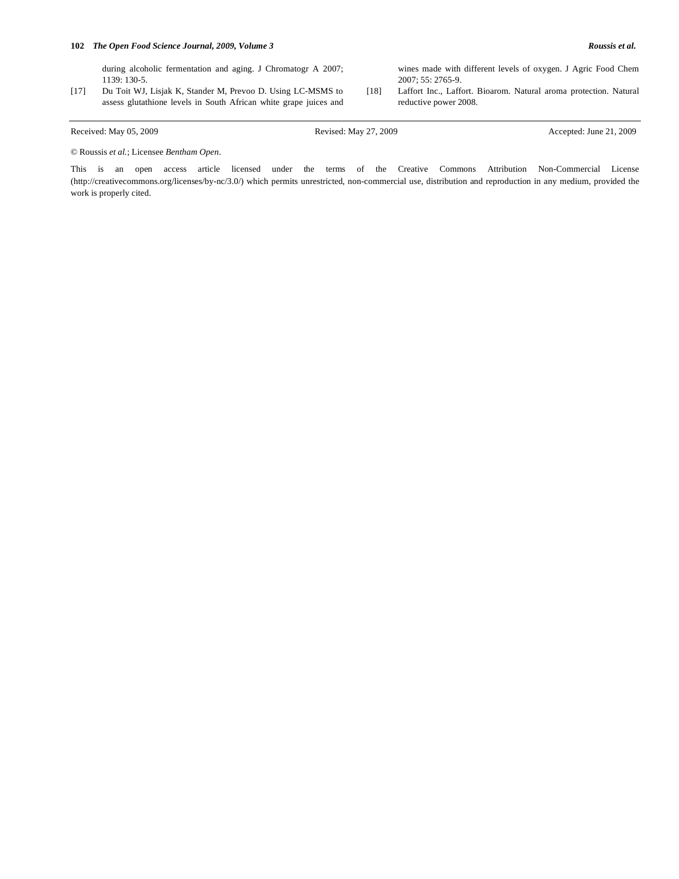during alcoholic fermentation and aging. J Chromatogr A 2007; 1139: 130-5.

[17] Du Toit WJ, Lisjak K, Stander M, Prevoo D. Using LC-MSMS to assess glutathione levels in South African white grape juices and wines made with different levels of oxygen. J Agric Food Chem 2007; 55: 2765-9.

[18] Laffort Inc., Laffort. Bioarom. Natural aroma protection. Natural reductive power 2008.

---

Received: May 05, 2009 Revised: May 27, 2009 Accepted: June 21, 2009

© Roussis *et al.*; Licensee *Bentham Open*.

This is an open access article licensed under the terms of the Creative Commons Attribution Non-Commercial License (http://creativecommons.org/licenses/by-nc/3.0/) which permits unrestricted, non-commercial use, distribution and reproduction in any medium, provided the work is properly cited.